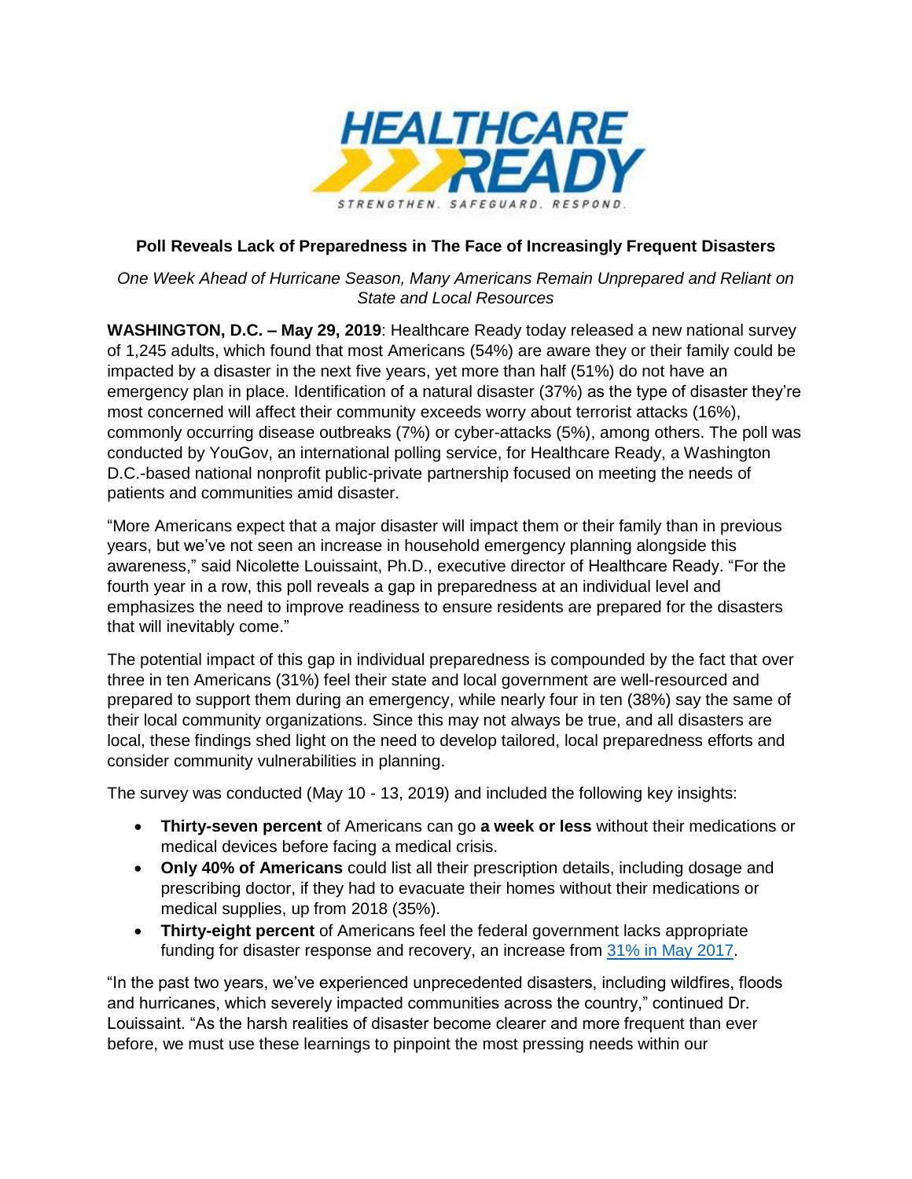**Poll Reveals Lack of Preparedness in The Face of Increasingly Frequent Disasters**

*One Week Ahead of Hurricane Season, Many Americans Remain Unprepared and Reliant on State and Local Resources*

**WASHINGTON, D.C. – May 29, 2019**: Healthcare Ready today released a new national survey of 1,245 adults, which found that most Americans (54%) are aware they or their family could be impacted by a disaster in the next five years, yet more than half (51%) do not have an emergency plan in place. Identification of a natural disaster (37%) as the type of disaster they're most concerned will affect their community exceeds worry about terrorist attacks (16%), commonly occurring disease outbreaks (7%) or cyber-attacks (5%), among others. The poll was conducted by YouGov, an international polling service, for Healthcare Ready, a Washington D.C.-based national nonprofit public-private partnership focused on meeting the needs of patients and communities amid disaster.

"More Americans expect that a major disaster will impact them or their family than in previous years, but we've not seen an increase in household emergency planning alongside this awareness," said Nicolette Louissaint, Ph.D., executive director of Healthcare Ready. "For the fourth year in a row, this poll reveals a gap in preparedness at an individual level and emphasizes the need to improve readiness to ensure residents are prepared for the disasters that will inevitably come."

The potential impact of this gap in individual preparedness is compounded by the fact that over three in ten Americans (31%) feel their state and local government are well-resourced and prepared to support them during an emergency, while nearly four in ten (38%) say the same of their local community organizations. Since this may not always be true, and all disasters are local, these findings shed light on the need to develop tailored, local preparedness efforts and consider community vulnerabilities in planning.

The survey was conducted (May 10 - 13, 2019) and included the following key insights:

- **Thirty-seven percent** of Americans can go **a week or less** without their medications or medical devices before facing a medical crisis.
- **Only 40% of Americans** could list all their prescription details, including dosage and prescribing doctor, if they had to evacuate their homes without their medications or medical supplies, up from 2018 (35%).
- **Thirty-eight percent** of Americans feel the federal government lacks appropriate funding for disaster response and recovery, an increase from 31% in May 2017.

"In the past two years, we've experienced unprecedented disasters, including wildfires, floods and hurricanes, which severely impacted communities across the country," continued Dr. Louissaint. "As the harsh realities of disaster become clearer and more frequent than ever before, we must use these learnings to pinpoint the most pressing needs within our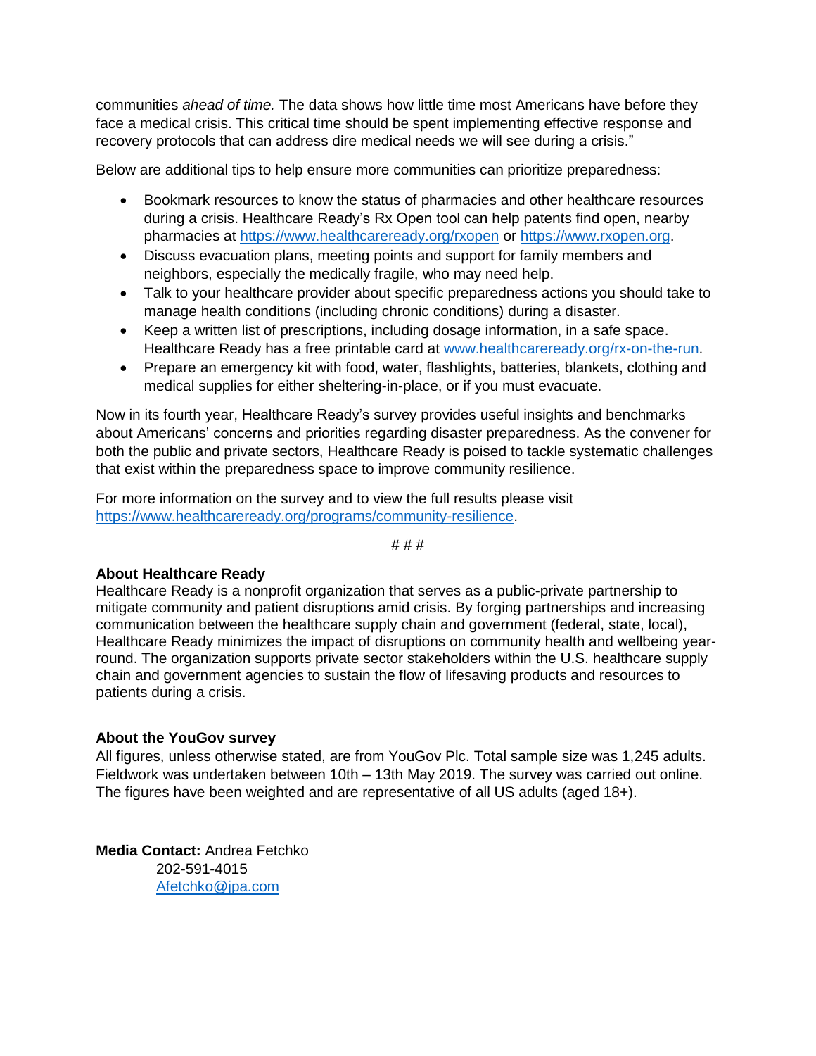communities *ahead of time.* The data shows how little time most Americans have before they face a medical crisis. This critical time should be spent implementing effective response and recovery protocols that can address dire medical needs we will see during a crisis."

Below are additional tips to help ensure more communities can prioritize preparedness:

- Bookmark resources to know the status of pharmacies and other healthcare resources during a crisis. Healthcare Ready's Rx Open tool can help patents find open, nearby pharmacies at https://www.healthcareready.org/rxopen or https://www.rxopen.org.
- Discuss evacuation plans, meeting points and support for family members and neighbors, especially the medically fragile, who may need help.
- Talk to your healthcare provider about specific preparedness actions you should take to manage health conditions (including chronic conditions) during a disaster.
- Keep a written list of prescriptions, including dosage information, in a safe space. Healthcare Ready has a free printable card at www.healthcareready.org/rx-on-the-run.
- Prepare an emergency kit with food, water, flashlights, batteries, blankets, clothing and medical supplies for either sheltering-in-place, or if you must evacuate.

Now in its fourth year, Healthcare Ready's survey provides useful insights and benchmarks about Americans' concerns and priorities regarding disaster preparedness. As the convener for both the public and private sectors, Healthcare Ready is poised to tackle systematic challenges that exist within the preparedness space to improve community resilience.

For more information on the survey and to view the full results please visit https://www.healthcareready.org/programs/community-resilience.

# # #

**About Healthcare Ready**
Healthcare Ready is a nonprofit organization that serves as a public-private partnership to mitigate community and patient disruptions amid crisis. By forging partnerships and increasing communication between the healthcare supply chain and government (federal, state, local), Healthcare Ready minimizes the impact of disruptions on community health and wellbeing year-round. The organization supports private sector stakeholders within the U.S. healthcare supply chain and government agencies to sustain the flow of lifesaving products and resources to patients during a crisis.

**About the YouGov survey**
All figures, unless otherwise stated, are from YouGov Plc. Total sample size was 1,245 adults. Fieldwork was undertaken between 10th – 13th May 2019. The survey was carried out online. The figures have been weighted and are representative of all US adults (aged 18+).

**Media Contact:** Andrea Fetchko
202-591-4015
Afetchko@jpa.com